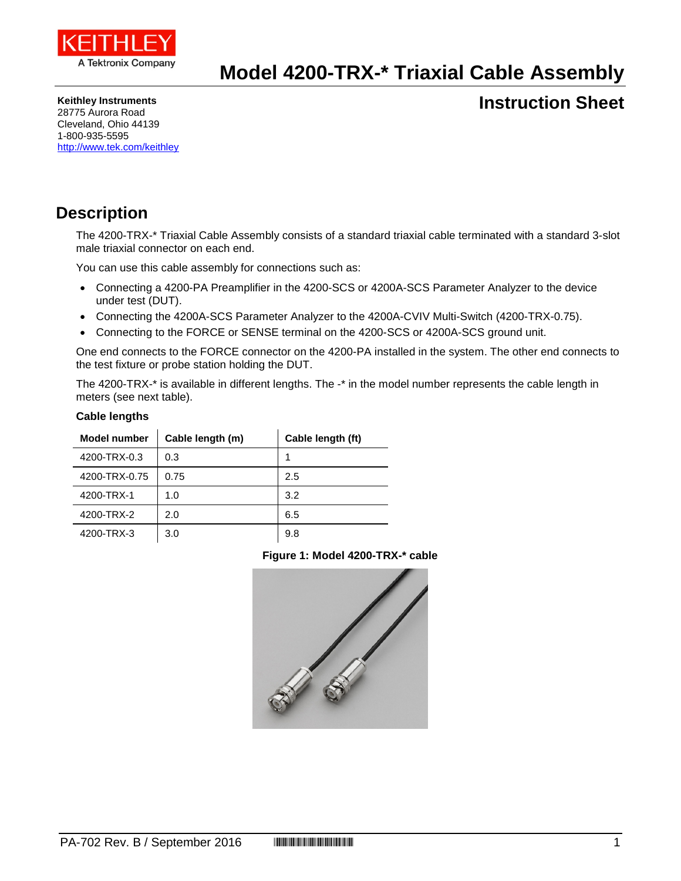# Model 4200-TRX-* Triaxial Cable Assembly

## Instruction Sheet

**Keithley Instruments**
28775 Aurora Road
Cleveland, Ohio 44139
1-800-935-5595
http://www.tek.com/keithley

## Description

The 4200-TRX-* Triaxial Cable Assembly consists of a standard triaxial cable terminated with a standard 3-slot male triaxial connector on each end.

You can use this cable assembly for connections such as:

- Connecting a 4200-PA Preamplifier in the 4200-SCS or 4200A-SCS Parameter Analyzer to the device under test (DUT).
- Connecting the 4200A-SCS Parameter Analyzer to the 4200A-CVIV Multi-Switch (4200-TRX-0.75).
- Connecting to the FORCE or SENSE terminal on the 4200-SCS or 4200A-SCS ground unit.

One end connects to the FORCE connector on the 4200-PA installed in the system. The other end connects to the test fixture or probe station holding the DUT.

The 4200-TRX-* is available in different lengths. The -* in the model number represents the cable length in meters (see next table).

**Cable lengths**

| Model number | Cable length (m) | Cable length (ft) |
|---|---|---|
| 4200-TRX-0.3 | 0.3 | 1 |
| 4200-TRX-0.75 | 0.75 | 2.5 |
| 4200-TRX-1 | 1.0 | 3.2 |
| 4200-TRX-2 | 2.0 | 6.5 |
| 4200-TRX-3 | 3.0 | 9.8 |

**Figure 1: Model 4200-TRX-* cable**

PA-702 Rev. B / September 2016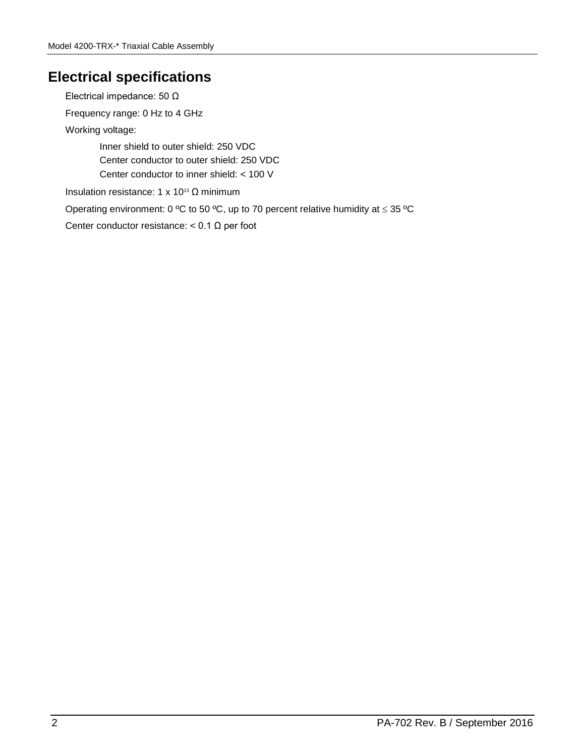## Electrical specifications

Electrical impedance: 50 Ω

Frequency range: 0 Hz to 4 GHz

Working voltage:

- Inner shield to outer shield: 250 VDC
- Center conductor to outer shield: 250 VDC
- Center conductor to inner shield: < 100 V

Insulation resistance: 1 x $10^{13}$ Ω minimum

Operating environment: 0 ºC to 50 ºC, up to 70 percent relative humidity at ≤ 35 ºC

Center conductor resistance: < 0.1 Ω per foot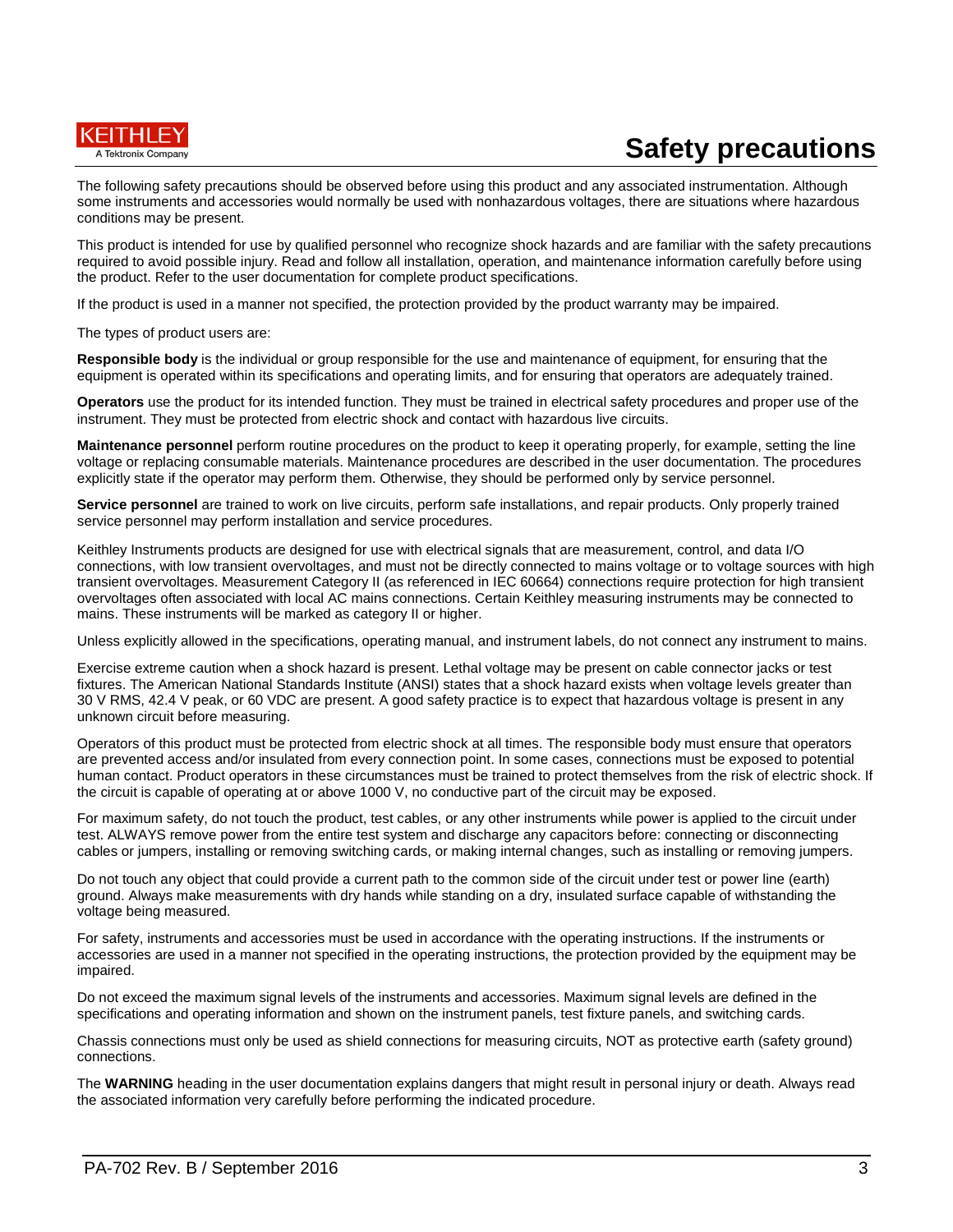# Safety precautions

The following safety precautions should be observed before using this product and any associated instrumentation. Although some instruments and accessories would normally be used with nonhazardous voltages, there are situations where hazardous conditions may be present.

This product is intended for use by qualified personnel who recognize shock hazards and are familiar with the safety precautions required to avoid possible injury. Read and follow all installation, operation, and maintenance information carefully before using the product. Refer to the user documentation for complete product specifications.

If the product is used in a manner not specified, the protection provided by the product warranty may be impaired.

The types of product users are:

**Responsible body** is the individual or group responsible for the use and maintenance of equipment, for ensuring that the equipment is operated within its specifications and operating limits, and for ensuring that operators are adequately trained.

**Operators** use the product for its intended function. They must be trained in electrical safety procedures and proper use of the instrument. They must be protected from electric shock and contact with hazardous live circuits.

**Maintenance personnel** perform routine procedures on the product to keep it operating properly, for example, setting the line voltage or replacing consumable materials. Maintenance procedures are described in the user documentation. The procedures explicitly state if the operator may perform them. Otherwise, they should be performed only by service personnel.

**Service personnel** are trained to work on live circuits, perform safe installations, and repair products. Only properly trained service personnel may perform installation and service procedures.

Keithley Instruments products are designed for use with electrical signals that are measurement, control, and data I/O connections, with low transient overvoltages, and must not be directly connected to mains voltage or to voltage sources with high transient overvoltages. Measurement Category II (as referenced in IEC 60664) connections require protection for high transient overvoltages often associated with local AC mains connections. Certain Keithley measuring instruments may be connected to mains. These instruments will be marked as category II or higher.

Unless explicitly allowed in the specifications, operating manual, and instrument labels, do not connect any instrument to mains.

Exercise extreme caution when a shock hazard is present. Lethal voltage may be present on cable connector jacks or test fixtures. The American National Standards Institute (ANSI) states that a shock hazard exists when voltage levels greater than 30 V RMS, 42.4 V peak, or 60 VDC are present. A good safety practice is to expect that hazardous voltage is present in any unknown circuit before measuring.

Operators of this product must be protected from electric shock at all times. The responsible body must ensure that operators are prevented access and/or insulated from every connection point. In some cases, connections must be exposed to potential human contact. Product operators in these circumstances must be trained to protect themselves from the risk of electric shock. If the circuit is capable of operating at or above 1000 V, no conductive part of the circuit may be exposed.

For maximum safety, do not touch the product, test cables, or any other instruments while power is applied to the circuit under test. ALWAYS remove power from the entire test system and discharge any capacitors before: connecting or disconnecting cables or jumpers, installing or removing switching cards, or making internal changes, such as installing or removing jumpers.

Do not touch any object that could provide a current path to the common side of the circuit under test or power line (earth) ground. Always make measurements with dry hands while standing on a dry, insulated surface capable of withstanding the voltage being measured.

For safety, instruments and accessories must be used in accordance with the operating instructions. If the instruments or accessories are used in a manner not specified in the operating instructions, the protection provided by the equipment may be impaired.

Do not exceed the maximum signal levels of the instruments and accessories. Maximum signal levels are defined in the specifications and operating information and shown on the instrument panels, test fixture panels, and switching cards.

Chassis connections must only be used as shield connections for measuring circuits, NOT as protective earth (safety ground) connections.

The **WARNING** heading in the user documentation explains dangers that might result in personal injury or death. Always read the associated information very carefully before performing the indicated procedure.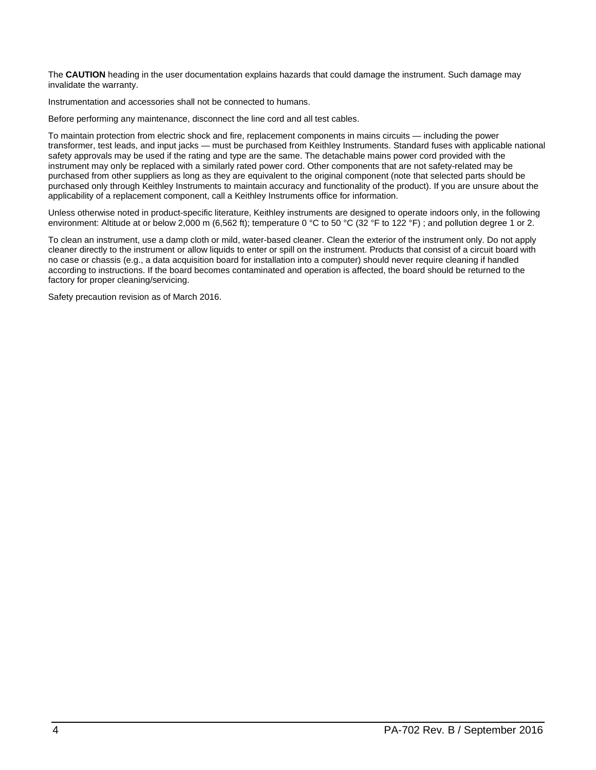The **CAUTION** heading in the user documentation explains hazards that could damage the instrument. Such damage may invalidate the warranty.

Instrumentation and accessories shall not be connected to humans.

Before performing any maintenance, disconnect the line cord and all test cables.

To maintain protection from electric shock and fire, replacement components in mains circuits — including the power transformer, test leads, and input jacks — must be purchased from Keithley Instruments. Standard fuses with applicable national safety approvals may be used if the rating and type are the same. The detachable mains power cord provided with the instrument may only be replaced with a similarly rated power cord. Other components that are not safety-related may be purchased from other suppliers as long as they are equivalent to the original component (note that selected parts should be purchased only through Keithley Instruments to maintain accuracy and functionality of the product). If you are unsure about the applicability of a replacement component, call a Keithley Instruments office for information.

Unless otherwise noted in product-specific literature, Keithley instruments are designed to operate indoors only, in the following environment: Altitude at or below 2,000 m (6,562 ft); temperature 0 °C to 50 °C (32 °F to 122 °F) ; and pollution degree 1 or 2.

To clean an instrument, use a damp cloth or mild, water-based cleaner. Clean the exterior of the instrument only. Do not apply cleaner directly to the instrument or allow liquids to enter or spill on the instrument. Products that consist of a circuit board with no case or chassis (e.g., a data acquisition board for installation into a computer) should never require cleaning if handled according to instructions. If the board becomes contaminated and operation is affected, the board should be returned to the factory for proper cleaning/servicing.

Safety precaution revision as of March 2016.